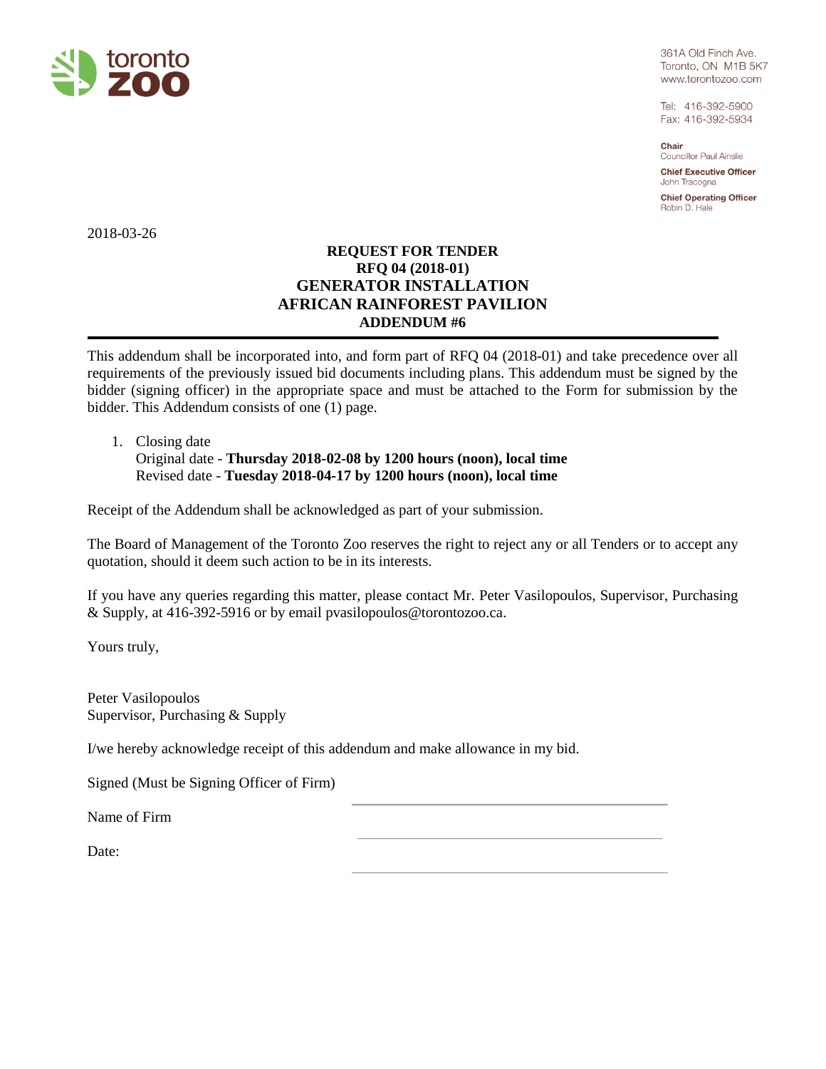toronto zoo

361A Old Finch Ave.
Toronto, ON M1B 5K7
www.torontozoo.com

Tel: 416-392-5900
Fax: 416-392-5934

**Chair**
Councillor Paul Ainslie

**Chief Executive Officer**
John Tracogna

**Chief Operating Officer**
Robin D. Hale

2018-03-26

**REQUEST FOR TENDER**
**RFQ 04 (2018-01)**
**GENERATOR INSTALLATION**
**AFRICAN RAINFOREST PAVILION**
**ADDENDUM #6**

---

This addendum shall be incorporated into, and form part of RFQ 04 (2018-01) and take precedence over all requirements of the previously issued bid documents including plans. This addendum must be signed by the bidder (signing officer) in the appropriate space and must be attached to the Form for submission by the bidder. This Addendum consists of one (1) page.

1. Closing date
   Original date - **Thursday 2018-02-08 by 1200 hours (noon), local time**
   Revised date - **Tuesday 2018-04-17 by 1200 hours (noon), local time**

Receipt of the Addendum shall be acknowledged as part of your submission.

The Board of Management of the Toronto Zoo reserves the right to reject any or all Tenders or to accept any quotation, should it deem such action to be in its interests.

If you have any queries regarding this matter, please contact Mr. Peter Vasilopoulos, Supervisor, Purchasing & Supply, at 416-392-5916 or by email pvasilopoulos@torontozoo.ca.

Yours truly,

Peter Vasilopoulos
Supervisor, Purchasing & Supply

I/we hereby acknowledge receipt of this addendum and make allowance in my bid.

Signed (Must be Signing Officer of Firm) ______________________________

Name of Firm ______________________________

Date: ______________________________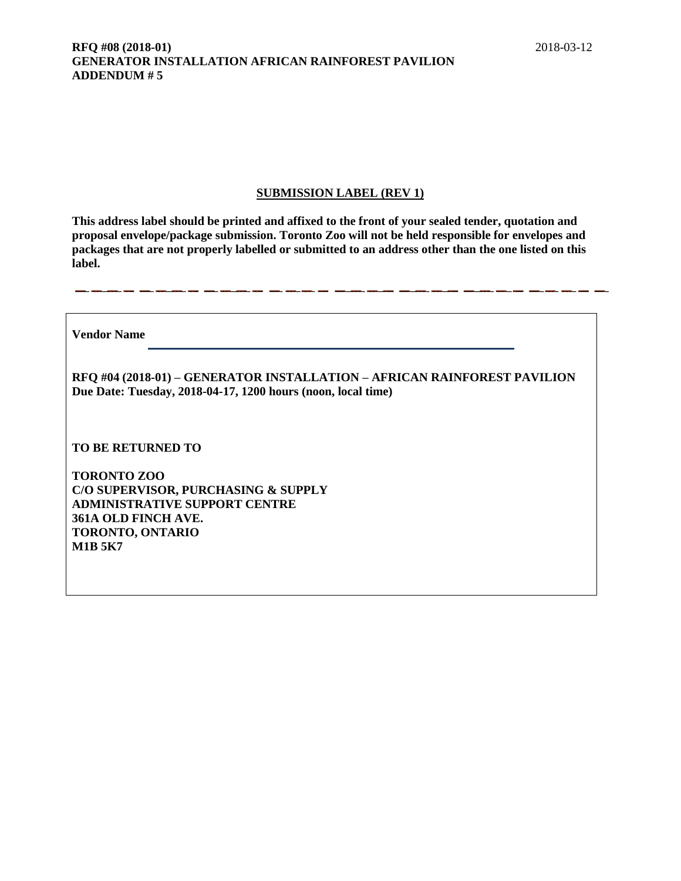**SUBMISSION LABEL (REV 1)**

**This address label should be printed and affixed to the front of your sealed tender, quotation and proposal envelope/package submission. Toronto Zoo will not be held responsible for envelopes and packages that are not properly labelled or submitted to an address other than the one listed on this label.**

---

**Vendor Name** ________________________________________________

**RFQ #04 (2018-01) – GENERATOR INSTALLATION – AFRICAN RAINFOREST PAVILION**
**Due Date: Tuesday, 2018-04-17, 1200 hours (noon, local time)**

**TO BE RETURNED TO**

**TORONTO ZOO**
**C/O SUPERVISOR, PURCHASING & SUPPLY**
**ADMINISTRATIVE SUPPORT CENTRE**
**361A OLD FINCH AVE.**
**TORONTO, ONTARIO**
**M1B 5K7**